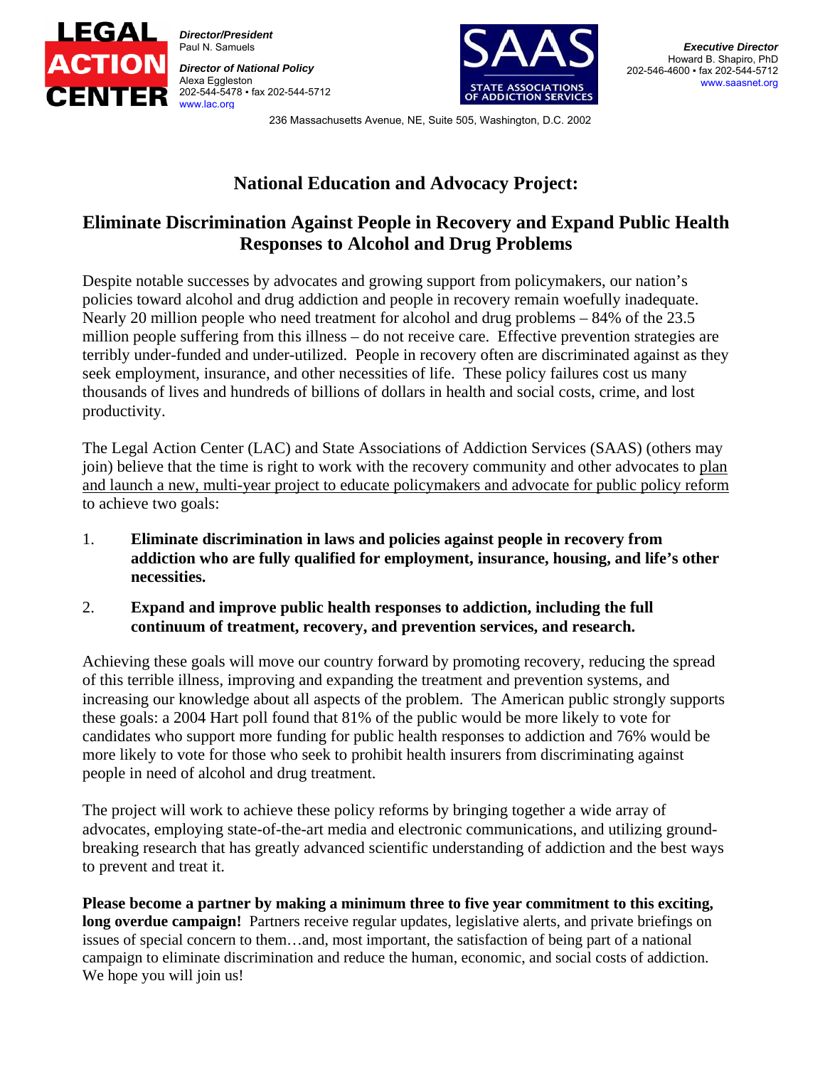**LEGAL ACTION CENTER**

***Director/President***
Paul N. Samuels

***Director of National Policy***
Alexa Eggleston
202-544-5478 • fax 202-544-5712
www.lac.org

**SAAS**
**STATE ASSOCIATIONS OF ADDICTION SERVICES**

***Executive Director***
Howard B. Shapiro, PhD
202-546-4600 • fax 202-544-5712
www.saasnet.org

236 Massachusetts Avenue, NE, Suite 505, Washington, D.C. 2002

# National Education and Advocacy Project:

## Eliminate Discrimination Against People in Recovery and Expand Public Health Responses to Alcohol and Drug Problems

Despite notable successes by advocates and growing support from policymakers, our nation's policies toward alcohol and drug addiction and people in recovery remain woefully inadequate. Nearly 20 million people who need treatment for alcohol and drug problems – 84% of the 23.5 million people suffering from this illness – do not receive care. Effective prevention strategies are terribly under-funded and under-utilized. People in recovery often are discriminated against as they seek employment, insurance, and other necessities of life. These policy failures cost us many thousands of lives and hundreds of billions of dollars in health and social costs, crime, and lost productivity.

The Legal Action Center (LAC) and State Associations of Addiction Services (SAAS) (others may join) believe that the time is right to work with the recovery community and other advocates to <u>plan and launch a new, multi-year project to educate policymakers and advocate for public policy reform</u> to achieve two goals:

1. **Eliminate discrimination in laws and policies against people in recovery from addiction who are fully qualified for employment, insurance, housing, and life's other necessities.**

2. **Expand and improve public health responses to addiction, including the full continuum of treatment, recovery, and prevention services, and research.**

Achieving these goals will move our country forward by promoting recovery, reducing the spread of this terrible illness, improving and expanding the treatment and prevention systems, and increasing our knowledge about all aspects of the problem. The American public strongly supports these goals: a 2004 Hart poll found that 81% of the public would be more likely to vote for candidates who support more funding for public health responses to addiction and 76% would be more likely to vote for those who seek to prohibit health insurers from discriminating against people in need of alcohol and drug treatment.

The project will work to achieve these policy reforms by bringing together a wide array of advocates, employing state-of-the-art media and electronic communications, and utilizing ground-breaking research that has greatly advanced scientific understanding of addiction and the best ways to prevent and treat it.

**Please become a partner by making a minimum three to five year commitment to this exciting, long overdue campaign!** Partners receive regular updates, legislative alerts, and private briefings on issues of special concern to them…and, most important, the satisfaction of being part of a national campaign to eliminate discrimination and reduce the human, economic, and social costs of addiction. We hope you will join us!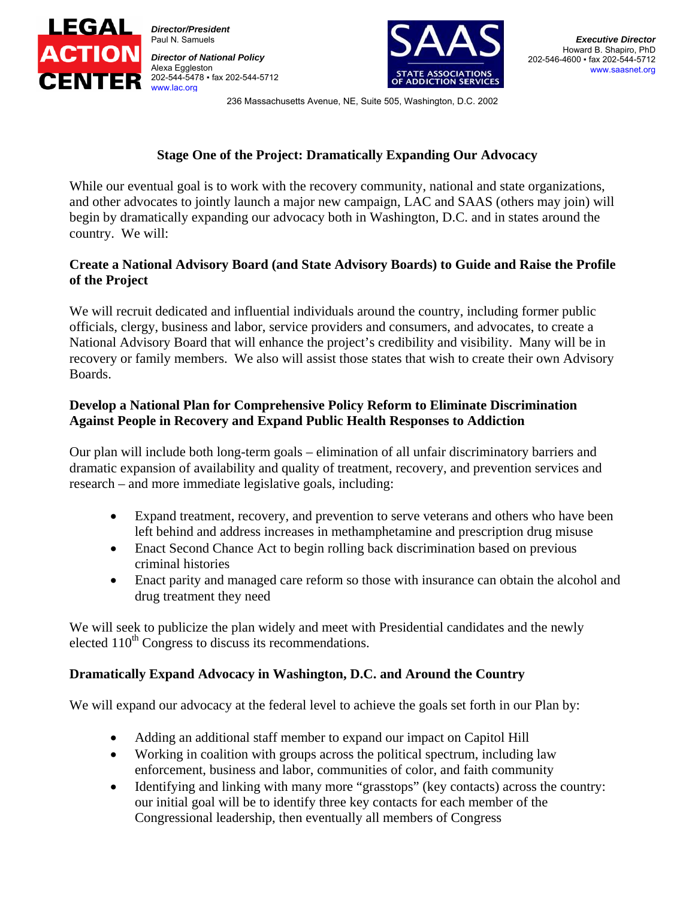**LEGAL ACTION CENTER**

***Director/President***
Paul N. Samuels

***Director of National Policy***
Alexa Eggleston
202-544-5478 • fax 202-544-5712
www.lac.org

**SAAS**
**STATE ASSOCIATIONS OF ADDICTION SERVICES**

***Executive Director***
Howard B. Shapiro, PhD
202-546-4600 • fax 202-544-5712
www.saasnet.org

236 Massachusetts Avenue, NE, Suite 505, Washington, D.C. 2002

## Stage One of the Project: Dramatically Expanding Our Advocacy

While our eventual goal is to work with the recovery community, national and state organizations, and other advocates to jointly launch a major new campaign, LAC and SAAS (others may join) will begin by dramatically expanding our advocacy both in Washington, D.C. and in states around the country. We will:

### Create a National Advisory Board (and State Advisory Boards) to Guide and Raise the Profile of the Project

We will recruit dedicated and influential individuals around the country, including former public officials, clergy, business and labor, service providers and consumers, and advocates, to create a National Advisory Board that will enhance the project's credibility and visibility. Many will be in recovery or family members. We also will assist those states that wish to create their own Advisory Boards.

### Develop a National Plan for Comprehensive Policy Reform to Eliminate Discrimination Against People in Recovery and Expand Public Health Responses to Addiction

Our plan will include both long-term goals – elimination of all unfair discriminatory barriers and dramatic expansion of availability and quality of treatment, recovery, and prevention services and research – and more immediate legislative goals, including:

- Expand treatment, recovery, and prevention to serve veterans and others who have been left behind and address increases in methamphetamine and prescription drug misuse
- Enact Second Chance Act to begin rolling back discrimination based on previous criminal histories
- Enact parity and managed care reform so those with insurance can obtain the alcohol and drug treatment they need

We will seek to publicize the plan widely and meet with Presidential candidates and the newly elected 110th Congress to discuss its recommendations.

### Dramatically Expand Advocacy in Washington, D.C. and Around the Country

We will expand our advocacy at the federal level to achieve the goals set forth in our Plan by:

- Adding an additional staff member to expand our impact on Capitol Hill
- Working in coalition with groups across the political spectrum, including law enforcement, business and labor, communities of color, and faith community
- Identifying and linking with many more "grasstops" (key contacts) across the country: our initial goal will be to identify three key contacts for each member of the Congressional leadership, then eventually all members of Congress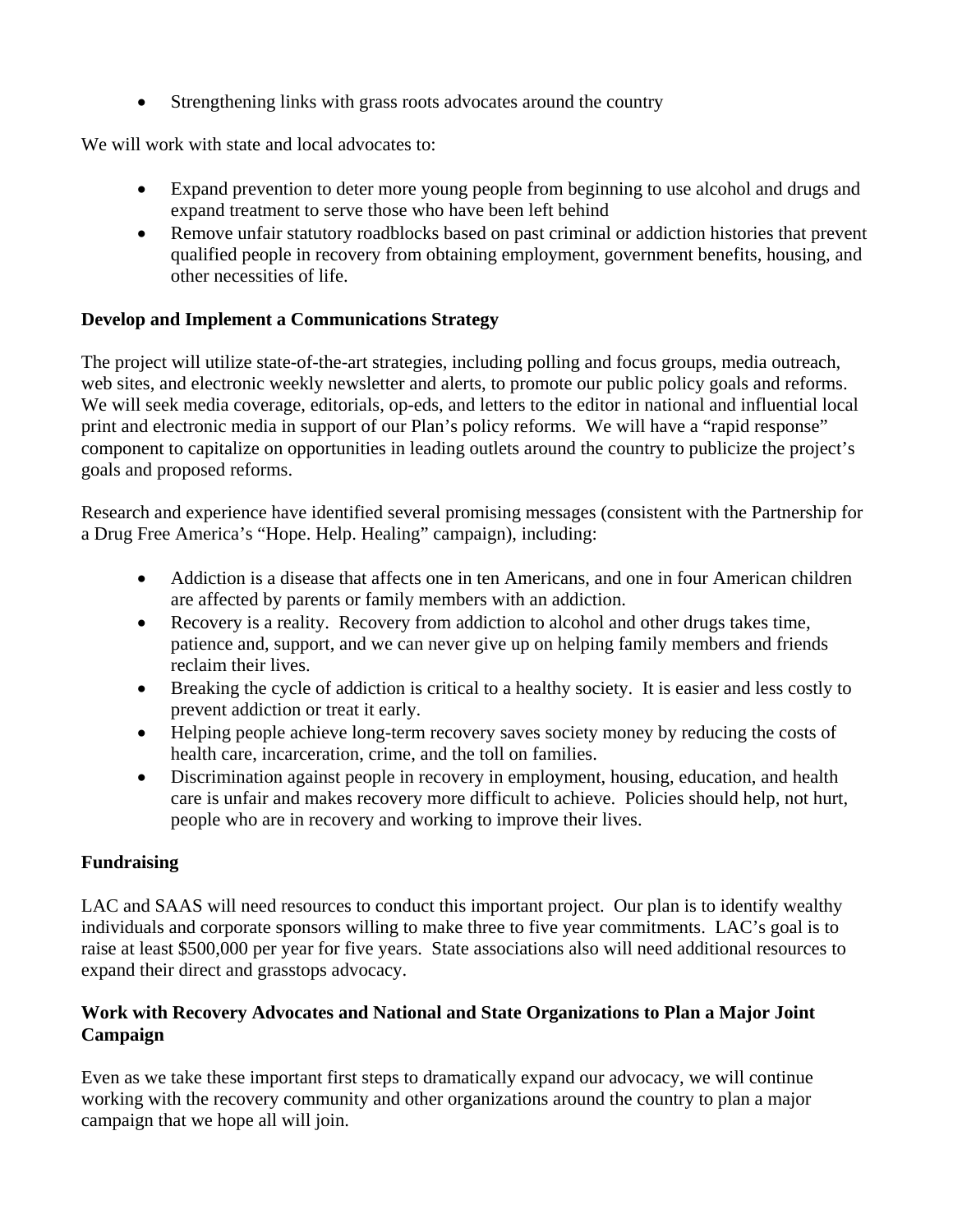- Strengthening links with grass roots advocates around the country

We will work with state and local advocates to:

- Expand prevention to deter more young people from beginning to use alcohol and drugs and expand treatment to serve those who have been left behind
- Remove unfair statutory roadblocks based on past criminal or addiction histories that prevent qualified people in recovery from obtaining employment, government benefits, housing, and other necessities of life.

**Develop and Implement a Communications Strategy**

The project will utilize state-of-the-art strategies, including polling and focus groups, media outreach, web sites, and electronic weekly newsletter and alerts, to promote our public policy goals and reforms. We will seek media coverage, editorials, op-eds, and letters to the editor in national and influential local print and electronic media in support of our Plan's policy reforms. We will have a "rapid response" component to capitalize on opportunities in leading outlets around the country to publicize the project's goals and proposed reforms.

Research and experience have identified several promising messages (consistent with the Partnership for a Drug Free America's "Hope. Help. Healing" campaign), including:

- Addiction is a disease that affects one in ten Americans, and one in four American children are affected by parents or family members with an addiction.
- Recovery is a reality. Recovery from addiction to alcohol and other drugs takes time, patience and, support, and we can never give up on helping family members and friends reclaim their lives.
- Breaking the cycle of addiction is critical to a healthy society. It is easier and less costly to prevent addiction or treat it early.
- Helping people achieve long-term recovery saves society money by reducing the costs of health care, incarceration, crime, and the toll on families.
- Discrimination against people in recovery in employment, housing, education, and health care is unfair and makes recovery more difficult to achieve. Policies should help, not hurt, people who are in recovery and working to improve their lives.

**Fundraising**

LAC and SAAS will need resources to conduct this important project. Our plan is to identify wealthy individuals and corporate sponsors willing to make three to five year commitments. LAC's goal is to raise at least $500,000 per year for five years. State associations also will need additional resources to expand their direct and grasstops advocacy.

**Work with Recovery Advocates and National and State Organizations to Plan a Major Joint Campaign**

Even as we take these important first steps to dramatically expand our advocacy, we will continue working with the recovery community and other organizations around the country to plan a major campaign that we hope all will join.